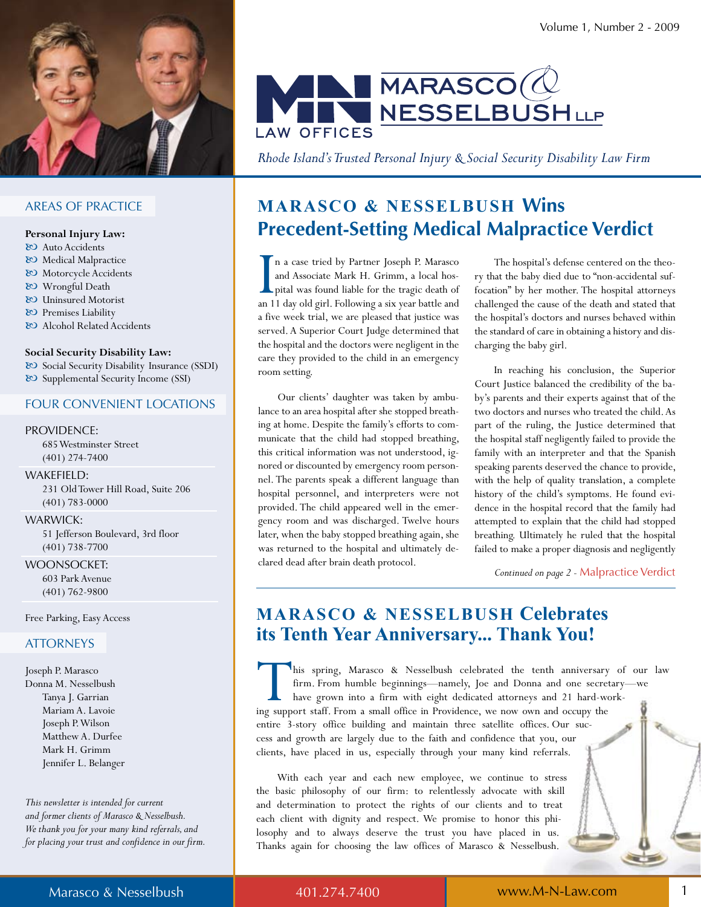# MARASCO & NESSELBUSH LLP

LAW OFFICES

*Rhode Island's Trusted Personal Injury & Social Security Disability Law Firm*

Volume 1, Number 2 - 2009

## AREAS OF PRACTICE

**Personal Injury Law:**

- Auto Accidents
- Medical Malpractice
- Motorcycle Accidents
- Wrongful Death
- Uninsured Motorist
- Premises Liability
- Alcohol Related Accidents

**Social Security Disability Law:**

- Social Security Disability Insurance (SSDI)
- Supplemental Security Income (SSI)

## FOUR CONVENIENT LOCATIONS

PROVIDENCE:
685 Westminster Street
(401) 274-7400

WAKEFIELD:
231 Old Tower Hill Road, Suite 206
(401) 783-0000

WARWICK:
51 Jefferson Boulevard, 3rd floor
(401) 738-7700

WOONSOCKET:
603 Park Avenue
(401) 762-9800

Free Parking, Easy Access

## ATTORNEYS

Joseph P. Marasco
Donna M. Nesselbush
Tanya J. Garrian
Mariam A. Lavoie
Joseph P. Wilson
Matthew A. Durfee
Mark H. Grimm
Jennifer L. Belanger

*This newsletter is intended for current and former clients of Marasco & Nesselbush. We thank you for your many kind referrals, and for placing your trust and confidence in our firm.*

## MARASCO & NESSELBUSH Wins Precedent-Setting Medical Malpractice Verdict

In a case tried by Partner Joseph P. Marasco and Associate Mark H. Grimm, a local hospital was found liable for the tragic death of an 11 day old girl. Following a six year battle and a five week trial, we are pleased that justice was served. A Superior Court Judge determined that the hospital and the doctors were negligent in the care they provided to the child in an emergency room setting.

Our clients' daughter was taken by ambulance to an area hospital after she stopped breathing at home. Despite the family's efforts to communicate that the child had stopped breathing, this critical information was not understood, ignored or discounted by emergency room personnel. The parents speak a different language than hospital personnel, and interpreters were not provided. The child appeared well in the emergency room and was discharged. Twelve hours later, when the baby stopped breathing again, she was returned to the hospital and ultimately declared dead after brain death protocol.

The hospital's defense centered on the theory that the baby died due to "non-accidental suffocation" by her mother. The hospital attorneys challenged the cause of the death and stated that the hospital's doctors and nurses behaved within the standard of care in obtaining a history and discharging the baby girl.

In reaching his conclusion, the Superior Court Justice balanced the credibility of the baby's parents and their experts against that of the two doctors and nurses who treated the child. As part of the ruling, the Justice determined that the hospital staff negligently failed to provide the family with an interpreter and that the Spanish speaking parents deserved the chance to provide, with the help of quality translation, a complete history of the child's symptoms. He found evidence in the hospital record that the family had attempted to explain that the child had stopped breathing. Ultimately he ruled that the hospital failed to make a proper diagnosis and negligently

*Continued on page 2* - Malpractice Verdict

## MARASCO & NESSELBUSH Celebrates its Tenth Year Anniversary... Thank You!

This spring, Marasco & Nesselbush celebrated the tenth anniversary of our law firm. From humble beginnings—namely, Joe and Donna and one secretary—we have grown into a firm with eight dedicated attorneys and 21 hard-working support staff. From a small office in Providence, we now own and occupy the entire 3-story office building and maintain three satellite offices. Our success and growth are largely due to the faith and confidence that you, our clients, have placed in us, especially through your many kind referrals.

With each year and each new employee, we continue to stress the basic philosophy of our firm: to relentlessly advocate with skill and determination to protect the rights of our clients and to treat each client with dignity and respect. We promise to honor this philosophy and to always deserve the trust you have placed in us. Thanks again for choosing the law offices of Marasco & Nesselbush.

Marasco & Nesselbush | 401.274.7400 | www.M-N-Law.com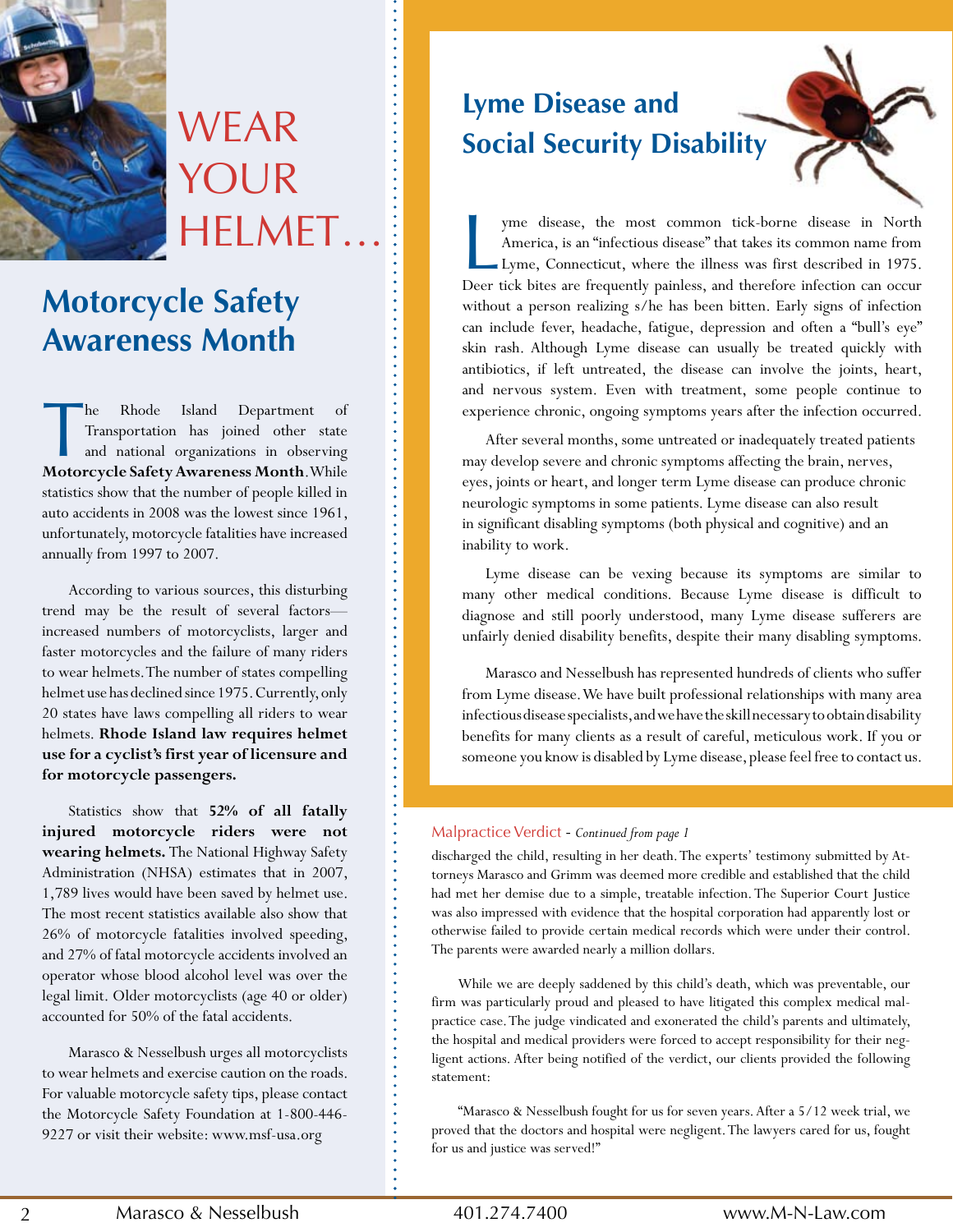# WEAR YOUR HELMET…

## Motorcycle Safety Awareness Month

The Rhode Island Department of Transportation has joined other state and national organizations in observing **Motorcycle Safety Awareness Month**. While statistics show that the number of people killed in auto accidents in 2008 was the lowest since 1961, unfortunately, motorcycle fatalities have increased annually from 1997 to 2007.

According to various sources, this disturbing trend may be the result of several factors—increased numbers of motorcyclists, larger and faster motorcycles and the failure of many riders to wear helmets. The number of states compelling helmet use has declined since 1975. Currently, only 20 states have laws compelling all riders to wear helmets. **Rhode Island law requires helmet use for a cyclist's first year of licensure and for motorcycle passengers.**

Statistics show that **52% of all fatally injured motorcycle riders were not wearing helmets.** The National Highway Safety Administration (NHSA) estimates that in 2007, 1,789 lives would have been saved by helmet use. The most recent statistics available also show that 26% of motorcycle fatalities involved speeding, and 27% of fatal motorcycle accidents involved an operator whose blood alcohol level was over the legal limit. Older motorcyclists (age 40 or older) accounted for 50% of the fatal accidents.

Marasco & Nesselbush urges all motorcyclists to wear helmets and exercise caution on the roads. For valuable motorcycle safety tips, please contact the Motorcycle Safety Foundation at 1-800-446-9227 or visit their website: www.msf-usa.org

## Lyme Disease and Social Security Disability

Lyme disease, the most common tick-borne disease in North America, is an "infectious disease" that takes its common name from Lyme, Connecticut, where the illness was first described in 1975. Deer tick bites are frequently painless, and therefore infection can occur without a person realizing s/he has been bitten. Early signs of infection can include fever, headache, fatigue, depression and often a "bull's eye" skin rash. Although Lyme disease can usually be treated quickly with antibiotics, if left untreated, the disease can involve the joints, heart, and nervous system. Even with treatment, some people continue to experience chronic, ongoing symptoms years after the infection occurred.

After several months, some untreated or inadequately treated patients may develop severe and chronic symptoms affecting the brain, nerves, eyes, joints or heart, and longer term Lyme disease can produce chronic neurologic symptoms in some patients. Lyme disease can also result in significant disabling symptoms (both physical and cognitive) and an inability to work.

Lyme disease can be vexing because its symptoms are similar to many other medical conditions. Because Lyme disease is difficult to diagnose and still poorly understood, many Lyme disease sufferers are unfairly denied disability benefits, despite their many disabling symptoms.

Marasco and Nesselbush has represented hundreds of clients who suffer from Lyme disease. We have built professional relationships with many area infectious disease specialists, and we have the skill necessary to obtain disability benefits for many clients as a result of careful, meticulous work. If you or someone you know is disabled by Lyme disease, please feel free to contact us.

### Malpractice Verdict - *Continued from page 1*

discharged the child, resulting in her death. The experts' testimony submitted by Attorneys Marasco and Grimm was deemed more credible and established that the child had met her demise due to a simple, treatable infection. The Superior Court Justice was also impressed with evidence that the hospital corporation had apparently lost or otherwise failed to provide certain medical records which were under their control. The parents were awarded nearly a million dollars.

While we are deeply saddened by this child's death, which was preventable, our firm was particularly proud and pleased to have litigated this complex medical malpractice case. The judge vindicated and exonerated the child's parents and ultimately, the hospital and medical providers were forced to accept responsibility for their negligent actions. After being notified of the verdict, our clients provided the following statement:

"Marasco & Nesselbush fought for us for seven years. After a 5/12 week trial, we proved that the doctors and hospital were negligent. The lawyers cared for us, fought for us and justice was served!"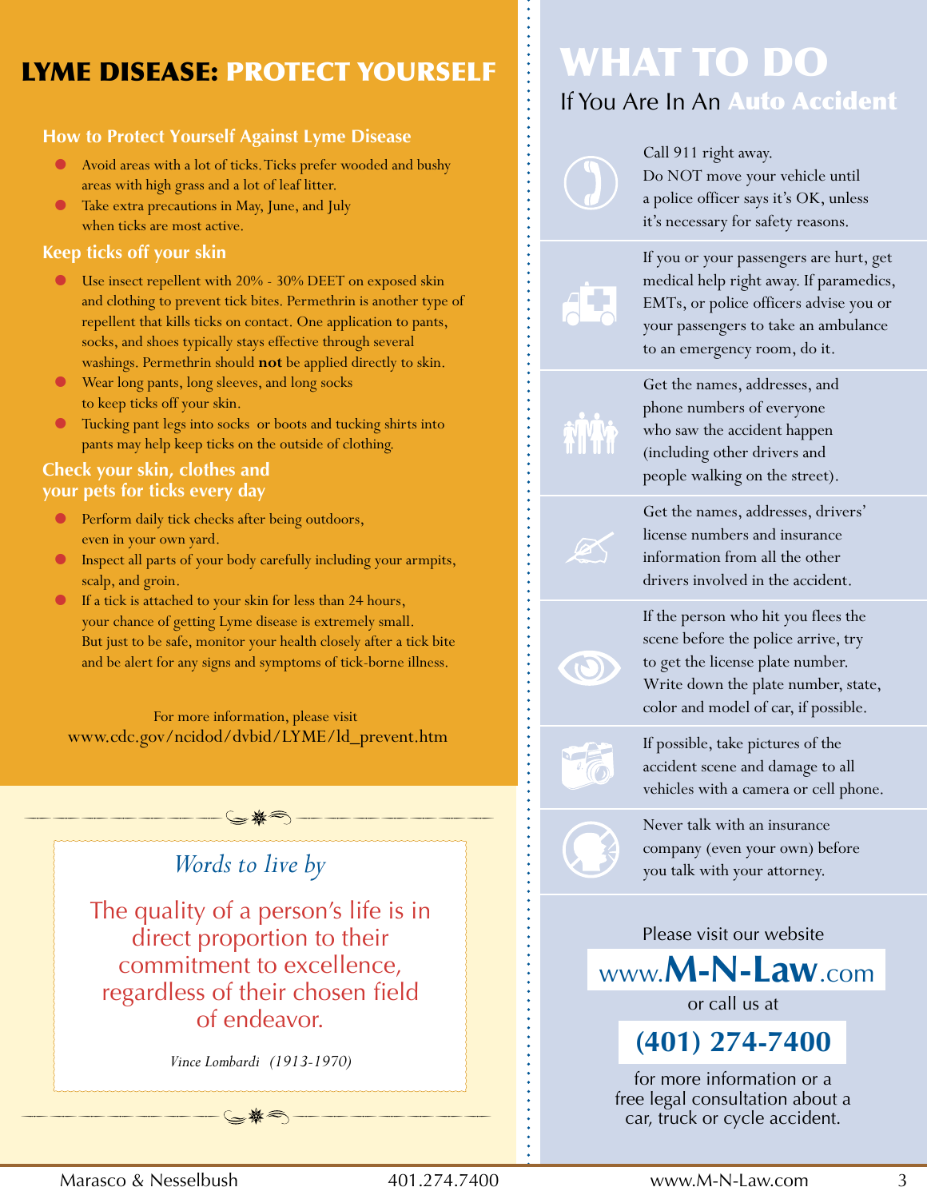# LYME DISEASE: PROTECT YOURSELF

### How to Protect Yourself Against Lyme Disease

- Avoid areas with a lot of ticks. Ticks prefer wooded and bushy areas with high grass and a lot of leaf litter.
- Take extra precautions in May, June, and July when ticks are most active.

### Keep ticks off your skin

- Use insect repellent with 20% - 30% DEET on exposed skin and clothing to prevent tick bites. Permethrin is another type of repellent that kills ticks on contact. One application to pants, socks, and shoes typically stays effective through several washings. Permethrin should **not** be applied directly to skin.
- Wear long pants, long sleeves, and long socks to keep ticks off your skin.
- Tucking pant legs into socks or boots and tucking shirts into pants may help keep ticks on the outside of clothing.

### Check your skin, clothes and your pets for ticks every day

- Perform daily tick checks after being outdoors, even in your own yard.
- Inspect all parts of your body carefully including your armpits, scalp, and groin.
- If a tick is attached to your skin for less than 24 hours, your chance of getting Lyme disease is extremely small. But just to be safe, monitor your health closely after a tick bite and be alert for any signs and symptoms of tick-borne illness.

For more information, please visit
www.cdc.gov/ncidod/dvbid/LYME/ld_prevent.htm

### *Words to live by*

The quality of a person's life is in direct proportion to their commitment to excellence, regardless of their chosen field of endeavor.

*Vince Lombardi (1913-1970)*

# WHAT TO DO

## If You Are In An Auto Accident

- Call 911 right away. Do NOT move your vehicle until a police officer says it's OK, unless it's necessary for safety reasons.
- If you or your passengers are hurt, get medical help right away. If paramedics, EMTs, or police officers advise you or your passengers to take an ambulance to an emergency room, do it.
- Get the names, addresses, and phone numbers of everyone who saw the accident happen (including other drivers and people walking on the street).
- Get the names, addresses, drivers' license numbers and insurance information from all the other drivers involved in the accident.
- If the person who hit you flees the scene before the police arrive, try to get the license plate number. Write down the plate number, state, color and model of car, if possible.
- If possible, take pictures of the accident scene and damage to all vehicles with a camera or cell phone.
- Never talk with an insurance company (even your own) before you talk with your attorney.

Please visit our website

**www.M-N-Law.com**

or call us at

**(401) 274-7400**

for more information or a free legal consultation about a car, truck or cycle accident.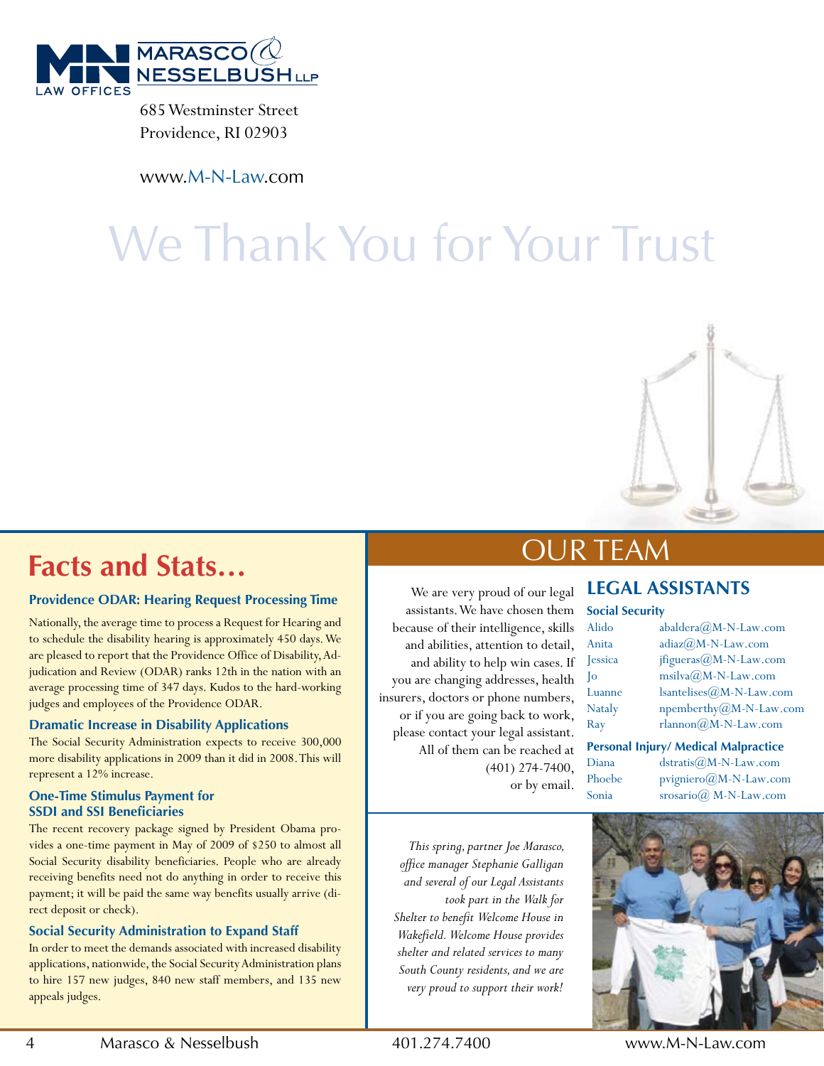MARASCO & NESSELBUSH LLP
LAW OFFICES

685 Westminster Street
Providence, RI 02903

www.M-N-Law.com

# We Thank You for Your Trust

## Facts and Stats…

### Providence ODAR: Hearing Request Processing Time

Nationally, the average time to process a Request for Hearing and to schedule the disability hearing is approximately 450 days. We are pleased to report that the Providence Office of Disability, Adjudication and Review (ODAR) ranks 12th in the nation with an average processing time of 347 days. Kudos to the hard-working judges and employees of the Providence ODAR.

### Dramatic Increase in Disability Applications

The Social Security Administration expects to receive 300,000 more disability applications in 2009 than it did in 2008. This will represent a 12% increase.

### One-Time Stimulus Payment for SSDI and SSI Beneficiaries

The recent recovery package signed by President Obama provides a one-time payment in May of 2009 of $250 to almost all Social Security disability beneficiaries. People who are already receiving benefits need not do anything in order to receive this payment; it will be paid the same way benefits usually arrive (direct deposit or check).

### Social Security Administration to Expand Staff

In order to meet the demands associated with increased disability applications, nationwide, the Social Security Administration plans to hire 157 new judges, 840 new staff members, and 135 new appeals judges.

## OUR TEAM

We are very proud of our legal assistants. We have chosen them because of their intelligence, skills and abilities, attention to detail, and ability to help win cases. If you are changing addresses, health insurers, doctors or phone numbers, or if you are going back to work, please contact your legal assistant. All of them can be reached at (401) 274-7400, or by email.

### LEGAL ASSISTANTS

**Social Security**

| | |
|---|---|
| Alido | abaldera@M-N-Law.com |
| Anita | adiaz@M-N-Law.com |
| Jessica | jfigueras@M-N-Law.com |
| Jo | msilva@M-N-Law.com |
| Luanne | lsantelises@M-N-Law.com |
| Nataly | npemberthy@M-N-Law.com |
| Ray | rlannon@M-N-Law.com |

**Personal Injury/ Medical Malpractice**

| | |
|---|---|
| Diana | dstratis@M-N-Law.com |
| Phoebe | pvigniero@M-N-Law.com |
| Sonia | srosario@ M-N-Law.com |

*This spring, partner Joe Marasco, office manager Stephanie Galligan and several of our Legal Assistants took part in the Walk for Shelter to benefit Welcome House in Wakefield. Welcome House provides shelter and related services to many South County residents, and we are very proud to support their work!*